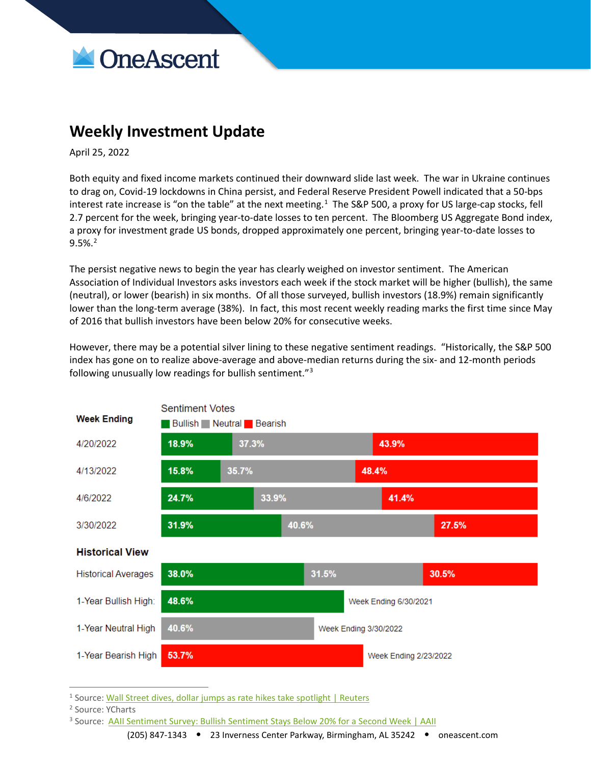OneAscent

# Weekly Investment Update

April 25, 2022

Both equity and fixed income markets continued their downward slide last week. The war in Ukraine continues to drag on, Covid-19 lockdowns in China persist, and Federal Reserve President Powell indicated that a 50-bps interest rate increase is "on the table" at the next meeting.[1] The S&P 500, a proxy for US large-cap stocks, fell 2.7 percent for the week, bringing year-to-date losses to ten percent. The Bloomberg US Aggregate Bond index, a proxy for investment grade US bonds, dropped approximately one percent, bringing year-to-date losses to 9.5%.[2]

The persist negative news to begin the year has clearly weighed on investor sentiment. The American Association of Individual Investors asks investors each week if the stock market will be higher (bullish), the same (neutral), or lower (bearish) in six months. Of all those surveyed, bullish investors (18.9%) remain significantly lower than the long-term average (38%). In fact, this most recent weekly reading marks the first time since May of 2016 that bullish investors have been below 20% for consecutive weeks.

However, there may be a potential silver lining to these negative sentiment readings. "Historically, the S&P 500 index has gone on to realize above-average and above-median returns during the six- and 12-month periods following unusually low readings for bullish sentiment."[3]

**Sentiment Votes** (Bullish / Neutral / Bearish)

| Week Ending | Bullish | Neutral | Bearish |
|---|---|---|---|
| 4/20/2022 | 18.9% | 37.3% | 43.9% |
| 4/13/2022 | 15.8% | 35.7% | 48.4% |
| 4/6/2022 | 24.7% | 33.9% | 41.4% |
| 3/30/2022 | 31.9% | 40.6% | 27.5% |

| Historical View | Bullish | Neutral | Bearish |
|---|---|---|---|
| Historical Averages | 38.0% | 31.5% | 30.5% |
| 1-Year Bullish High | 48.6% (Week Ending 6/30/2021) | | |
| 1-Year Neutral High | | 40.6% (Week Ending 3/30/2022) | |
| 1-Year Bearish High | | | 53.7% (Week Ending 2/23/2022) |

---

[1] Source: Wall Street dives, dollar jumps as rate hikes take spotlight | Reuters
[2] Source: YCharts
[3] Source: AAII Sentiment Survey: Bullish Sentiment Stays Below 20% for a Second Week | AAII

(205) 847-1343 • 23 Inverness Center Parkway, Birmingham, AL 35242 • oneascent.com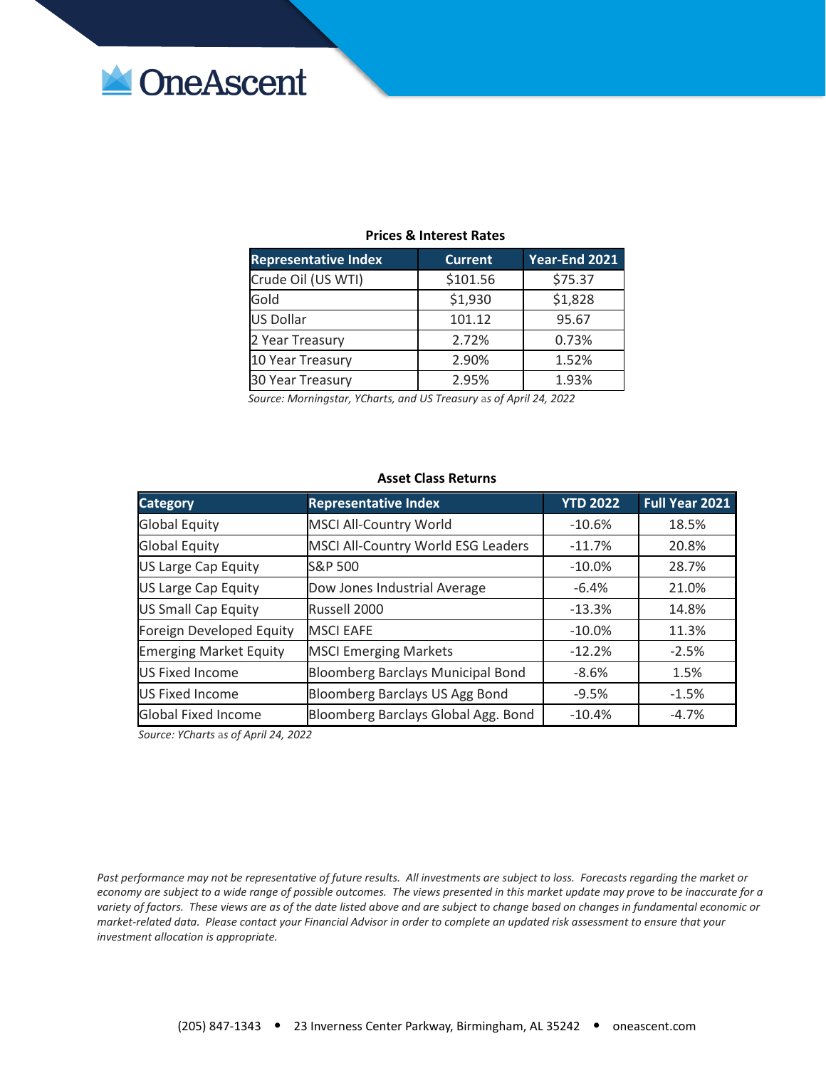**Prices & Interest Rates**

| Representative Index | Current | Year-End 2021 |
|---|---|---|
| Crude Oil (US WTI) | $101.56 | $75.37 |
| Gold | $1,930 | $1,828 |
| US Dollar | 101.12 | 95.67 |
| 2 Year Treasury | 2.72% | 0.73% |
| 10 Year Treasury | 2.90% | 1.52% |
| 30 Year Treasury | 2.95% | 1.93% |

*Source: Morningstar, YCharts, and US Treasury as of April 24, 2022*

**Asset Class Returns**

| Category | Representative Index | YTD 2022 | Full Year 2021 |
|---|---|---|---|
| Global Equity | MSCI All-Country World | -10.6% | 18.5% |
| Global Equity | MSCI All-Country World ESG Leaders | -11.7% | 20.8% |
| US Large Cap Equity | S&P 500 | -10.0% | 28.7% |
| US Large Cap Equity | Dow Jones Industrial Average | -6.4% | 21.0% |
| US Small Cap Equity | Russell 2000 | -13.3% | 14.8% |
| Foreign Developed Equity | MSCI EAFE | -10.0% | 11.3% |
| Emerging Market Equity | MSCI Emerging Markets | -12.2% | -2.5% |
| US Fixed Income | Bloomberg Barclays Municipal Bond | -8.6% | 1.5% |
| US Fixed Income | Bloomberg Barclays US Agg Bond | -9.5% | -1.5% |
| Global Fixed Income | Bloomberg Barclays Global Agg. Bond | -10.4% | -4.7% |

*Source: YCharts as of April 24, 2022*

*Past performance may not be representative of future results. All investments are subject to loss. Forecasts regarding the market or economy are subject to a wide range of possible outcomes. The views presented in this market update may prove to be inaccurate for a variety of factors. These views are as of the date listed above and are subject to change based on changes in fundamental economic or market-related data. Please contact your Financial Advisor in order to complete an updated risk assessment to ensure that your investment allocation is appropriate.*

(205) 847-1343 • 23 Inverness Center Parkway, Birmingham, AL 35242 • oneascent.com